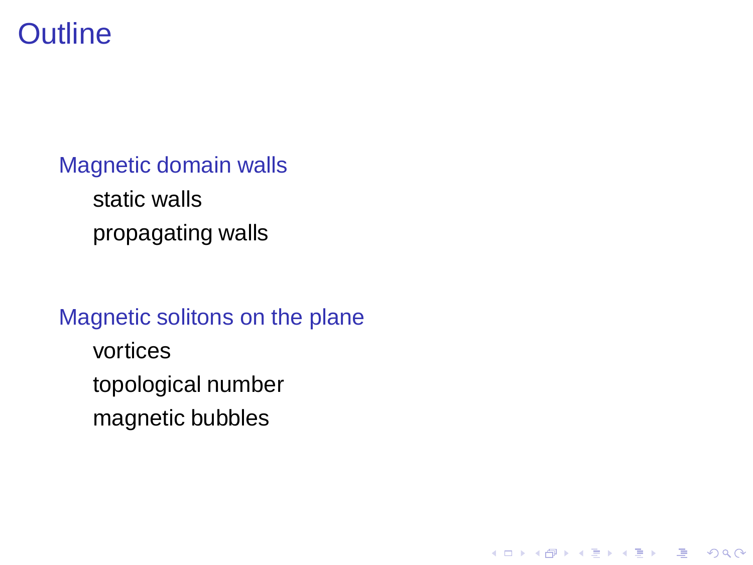# Outline

Magnetic domain walls

- static walls
- propagating walls

Magnetic solitons on the plane

- vortices
- topological number
- magnetic bubbles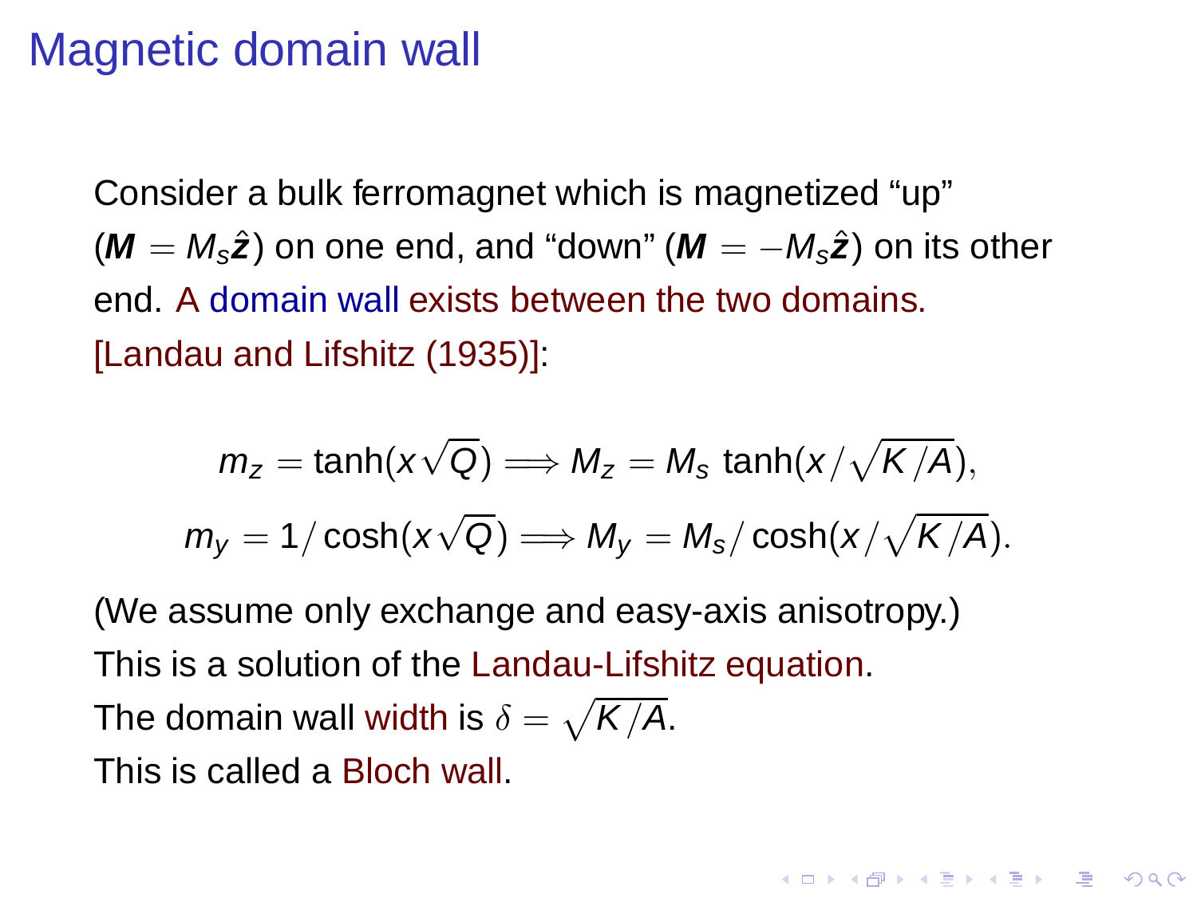# Magnetic domain wall

Consider a bulk ferromagnet which is magnetized "up" ($\boldsymbol{M} = M_s\hat{\boldsymbol{z}}$) on one end, and "down" ($\boldsymbol{M} = -M_s\hat{\boldsymbol{z}}$) on its other end. A domain wall exists between the two domains. [Landau and Lifshitz (1935)]:

$$m_z = \tanh(x\sqrt{Q}) \Longrightarrow M_z = M_s \tanh(x/\sqrt{K/A}),$$

$$m_y = 1/\cosh(x\sqrt{Q}) \Longrightarrow M_y = M_s/\cosh(x/\sqrt{K/A}).$$

(We assume only exchange and easy-axis anisotropy.)

This is a solution of the Landau-Lifshitz equation.

The domain wall width is $\delta = \sqrt{K/A}$.

This is called a Bloch wall.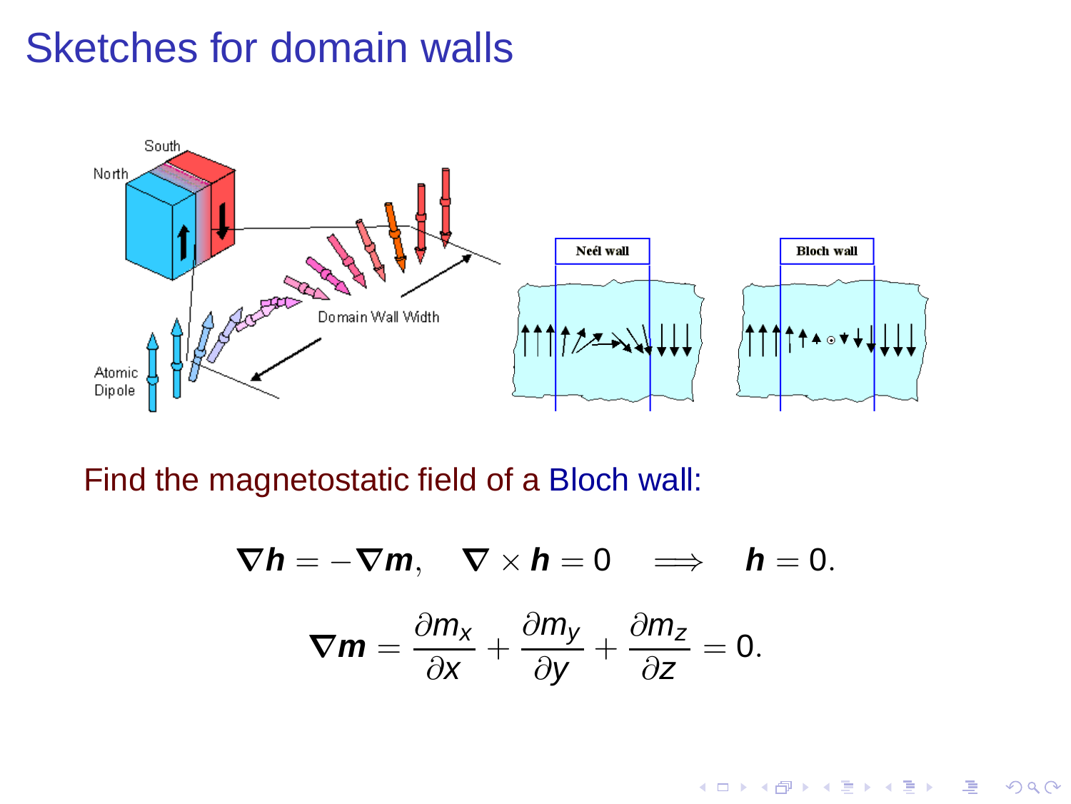# Sketches for domain walls

Find the magnetostatic field of a Bloch wall:

$$\nabla \boldsymbol{h} = -\nabla \boldsymbol{m}, \quad \nabla \times \boldsymbol{h} = 0 \quad \Longrightarrow \quad \boldsymbol{h} = 0.$$

$$\nabla \boldsymbol{m} = \frac{\partial m_x}{\partial x} + \frac{\partial m_y}{\partial y} + \frac{\partial m_z}{\partial z} = 0.$$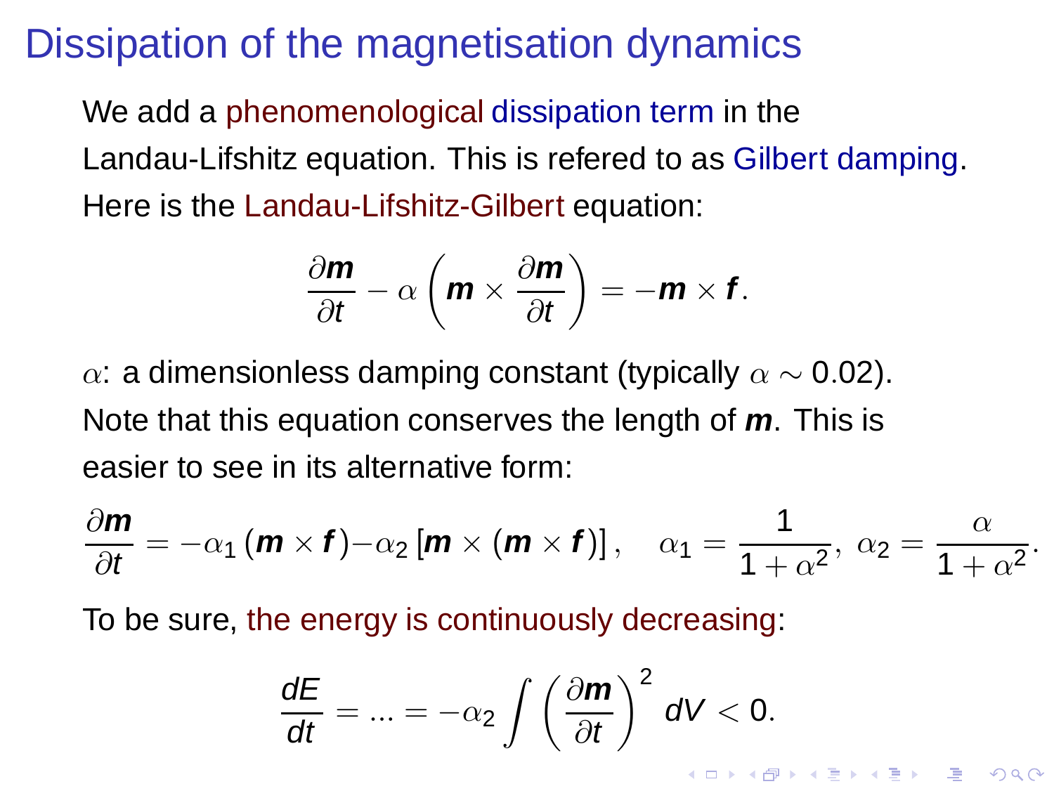# Dissipation of the magnetisation dynamics

We add a phenomenological dissipation term in the Landau-Lifshitz equation. This is refered to as Gilbert damping. Here is the Landau-Lifshitz-Gilbert equation:

$$\frac{\partial \boldsymbol{m}}{\partial t} - \alpha \left( \boldsymbol{m} \times \frac{\partial \boldsymbol{m}}{\partial t} \right) = -\boldsymbol{m} \times \boldsymbol{f}.$$

$\alpha$: a dimensionless damping constant (typically $\alpha \sim 0.02$).

Note that this equation conserves the length of $\boldsymbol{m}$. This is easier to see in its alternative form:

$$\frac{\partial \boldsymbol{m}}{\partial t} = -\alpha_1 \left( \boldsymbol{m} \times \boldsymbol{f} \right) - \alpha_2 \left[ \boldsymbol{m} \times \left( \boldsymbol{m} \times \boldsymbol{f} \right) \right], \quad \alpha_1 = \frac{1}{1+\alpha^2}, \; \alpha_2 = \frac{\alpha}{1+\alpha^2}.$$

To be sure, the energy is continuously decreasing:

$$\frac{dE}{dt} = ... = -\alpha_2 \int \left( \frac{\partial \boldsymbol{m}}{\partial t} \right)^2 dV < 0.$$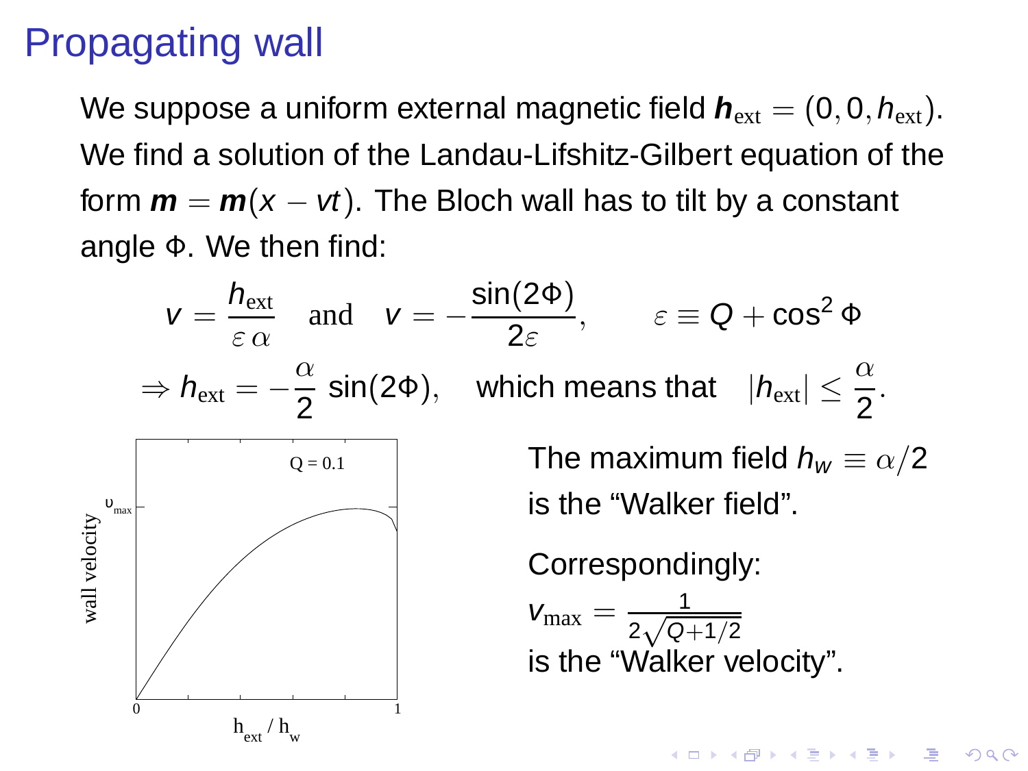# Propagating wall

We suppose a uniform external magnetic field $\boldsymbol{h}_{\text{ext}} = (0, 0, h_{\text{ext}})$. We find a solution of the Landau-Lifshitz-Gilbert equation of the form $\boldsymbol{m} = \boldsymbol{m}(x - vt)$. The Bloch wall has to tilt by a constant angle $\Phi$. We then find:

$$v = \frac{h_{\text{ext}}}{\varepsilon\,\alpha} \quad \text{and} \quad v = -\frac{\sin(2\Phi)}{2\varepsilon}, \qquad \varepsilon \equiv Q + \cos^2\Phi$$

$$\Rightarrow h_{\text{ext}} = -\frac{\alpha}{2}\sin(2\Phi), \quad \text{which means that} \quad |h_{\text{ext}}| \leq \frac{\alpha}{2}.$$

The maximum field $h_w \equiv \alpha/2$ is the “Walker field”.

Correspondingly:

$v_{\max} = \frac{1}{2\sqrt{Q+1/2}}$

is the “Walker velocity”.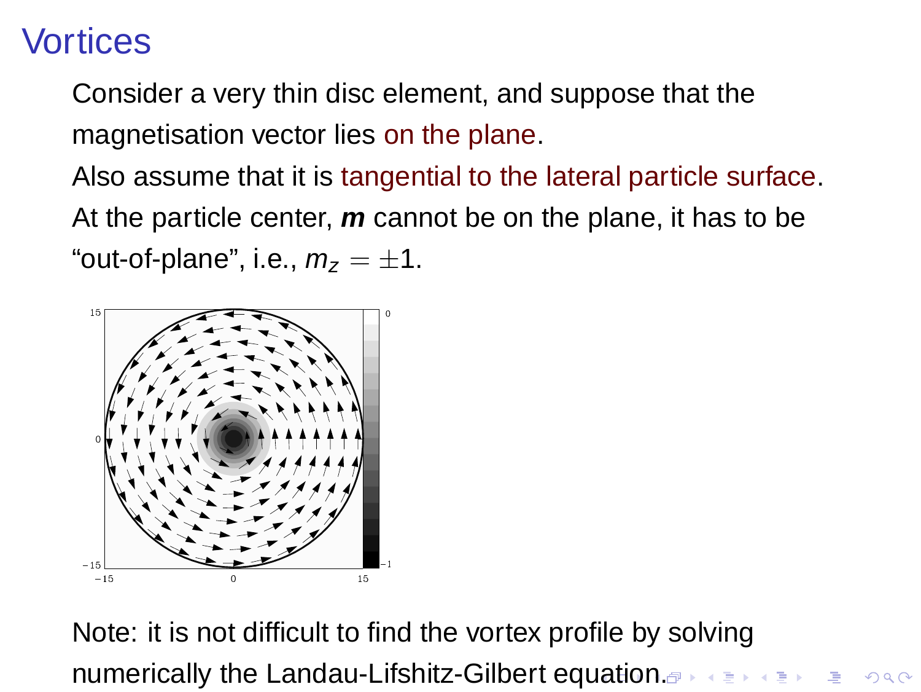# Vortices

Consider a very thin disc element, and suppose that the magnetisation vector lies on the plane.

Also assume that it is tangential to the lateral particle surface.

At the particle center, $\boldsymbol{m}$ cannot be on the plane, it has to be "out-of-plane", i.e., $m_z = \pm 1$.

Note: it is not difficult to find the vortex profile by solving numerically the Landau-Lifshitz-Gilbert equation.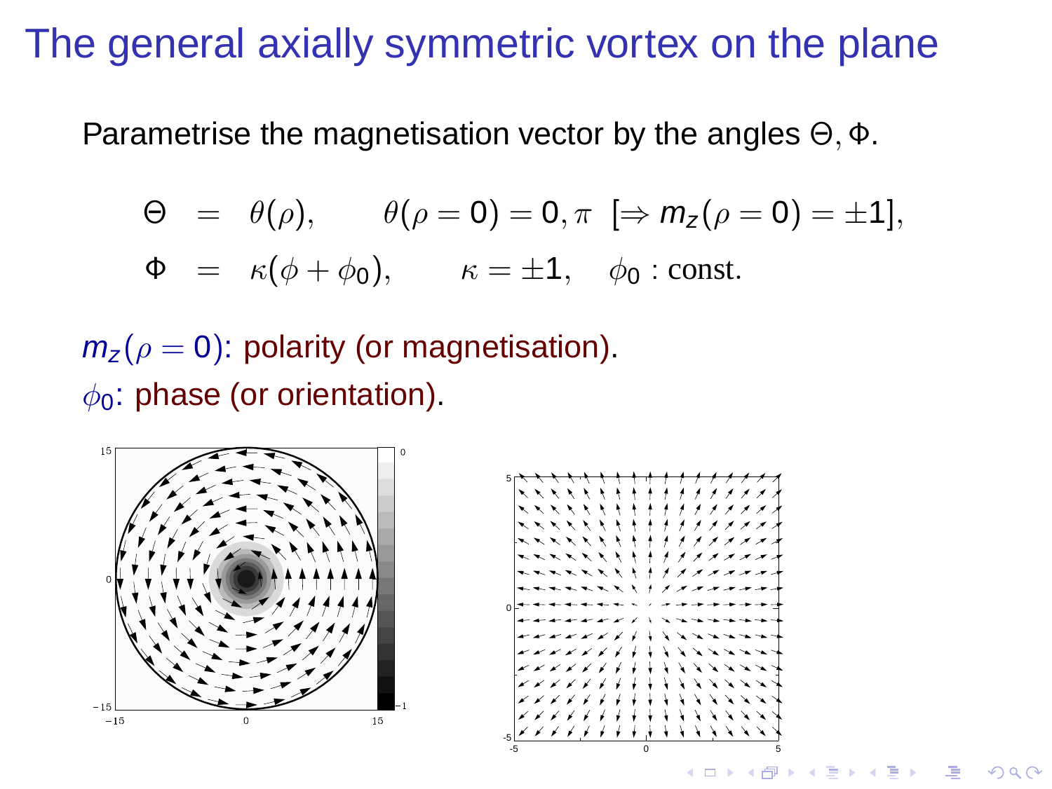# The general axially symmetric vortex on the plane

Parametrise the magnetisation vector by the angles $\Theta, \Phi$.

$$
\begin{aligned}
\Theta &= \theta(\rho), \qquad \theta(\rho = 0) = 0, \pi \;\; [\Rightarrow m_z(\rho = 0) = \pm 1], \\
\Phi &= \kappa(\phi + \phi_0), \qquad \kappa = \pm 1, \quad \phi_0 : \text{const.}
\end{aligned}
$$

$m_z(\rho = 0)$: polarity (or magnetisation).

$\phi_0$: phase (or orientation).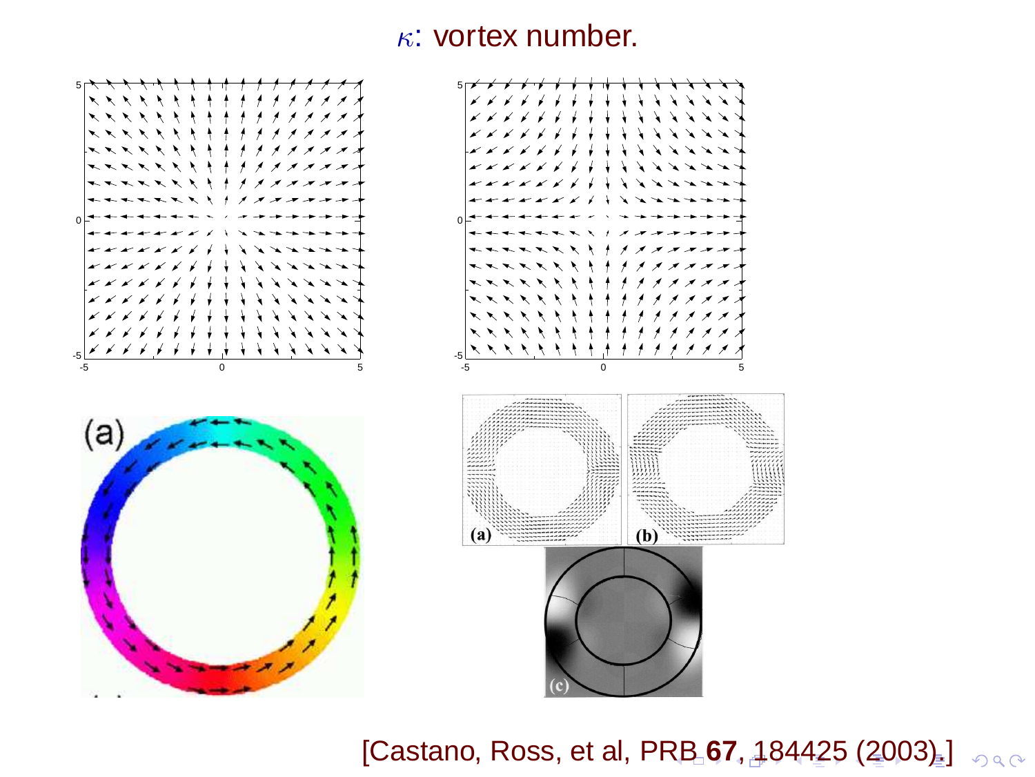# $\kappa$: vortex number.

[Castano, Ross, et al, PRB **67**, 184425 (2003).]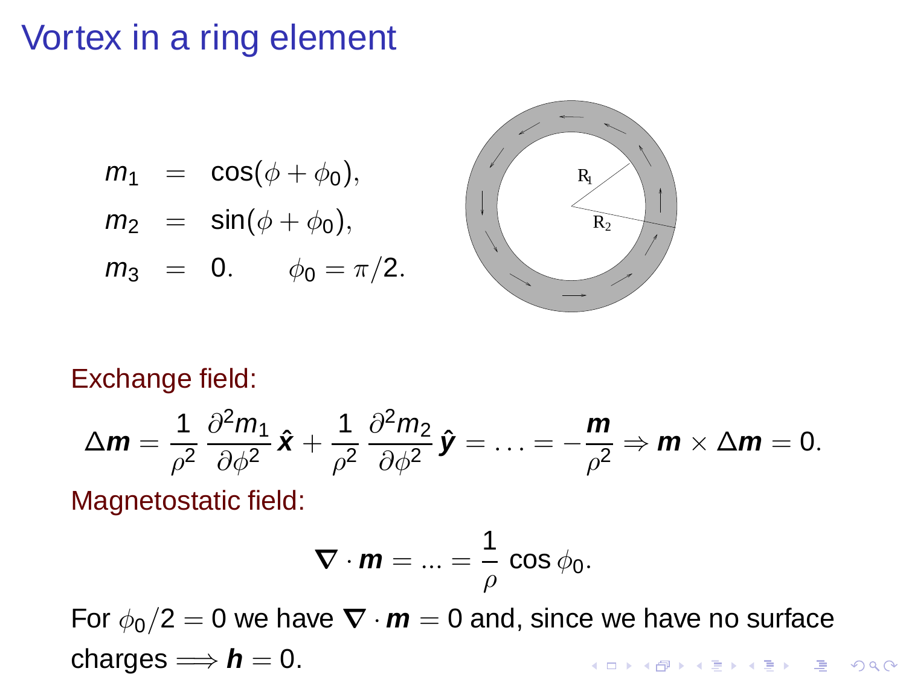# Vortex in a ring element

$$
\begin{aligned}
m_1 &= \cos(\phi + \phi_0), \\
m_2 &= \sin(\phi + \phi_0), \\
m_3 &= 0. \qquad \phi_0 = \pi/2.
\end{aligned}
$$

Exchange field:

$$
\Delta \boldsymbol{m} = \frac{1}{\rho^2} \frac{\partial^2 m_1}{\partial \phi^2} \hat{\boldsymbol{x}} + \frac{1}{\rho^2} \frac{\partial^2 m_2}{\partial \phi^2} \hat{\boldsymbol{y}} = \ldots = -\frac{\boldsymbol{m}}{\rho^2} \Rightarrow \boldsymbol{m} \times \Delta \boldsymbol{m} = 0.
$$

Magnetostatic field:

$$
\boldsymbol{\nabla} \cdot \boldsymbol{m} = \ldots = \frac{1}{\rho} \cos \phi_0.
$$

For $\phi_0/2 = 0$ we have $\boldsymbol{\nabla} \cdot \boldsymbol{m} = 0$ and, since we have no surface charges $\Longrightarrow \boldsymbol{h} = 0$.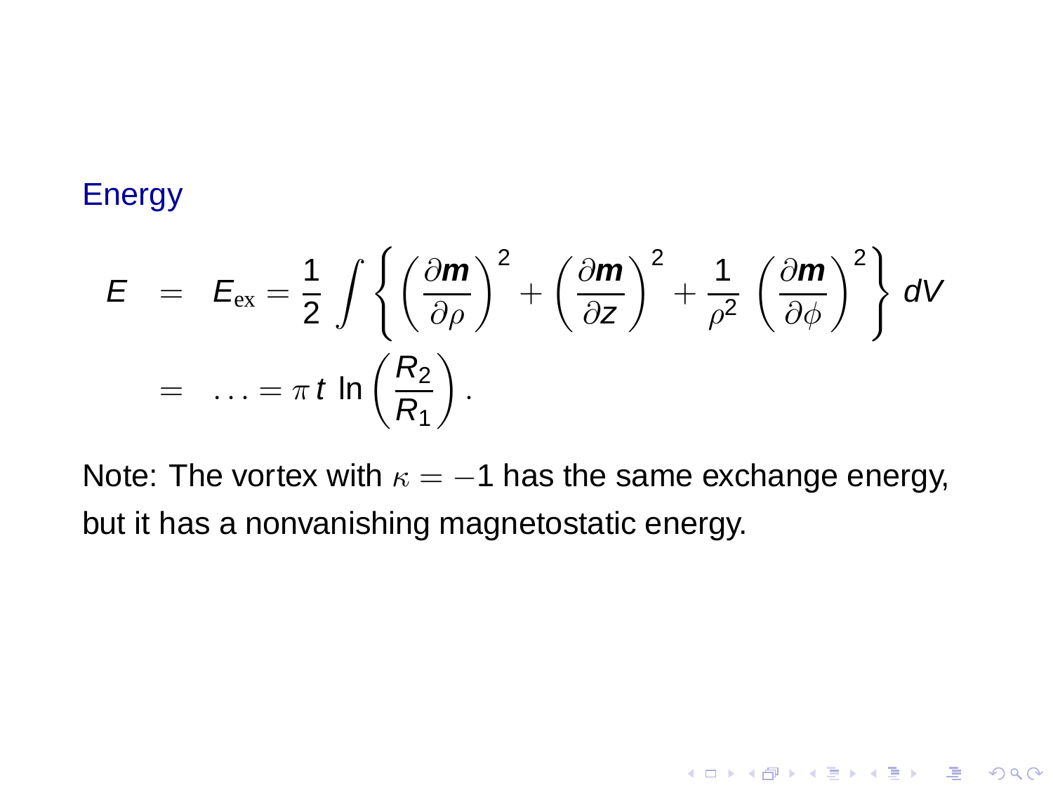## Energy

$$
\begin{aligned}
E &= E_{\text{ex}} = \frac{1}{2} \int \left\{ \left( \frac{\partial \boldsymbol{m}}{\partial \rho} \right)^2 + \left( \frac{\partial \boldsymbol{m}}{\partial z} \right)^2 + \frac{1}{\rho^2} \left( \frac{\partial \boldsymbol{m}}{\partial \phi} \right)^2 \right\} dV \\
&= \ldots = \pi \, t \, \ln \left( \frac{R_2}{R_1} \right).
\end{aligned}
$$

Note: The vortex with $\kappa = -1$ has the same exchange energy, but it has a nonvanishing magnetostatic energy.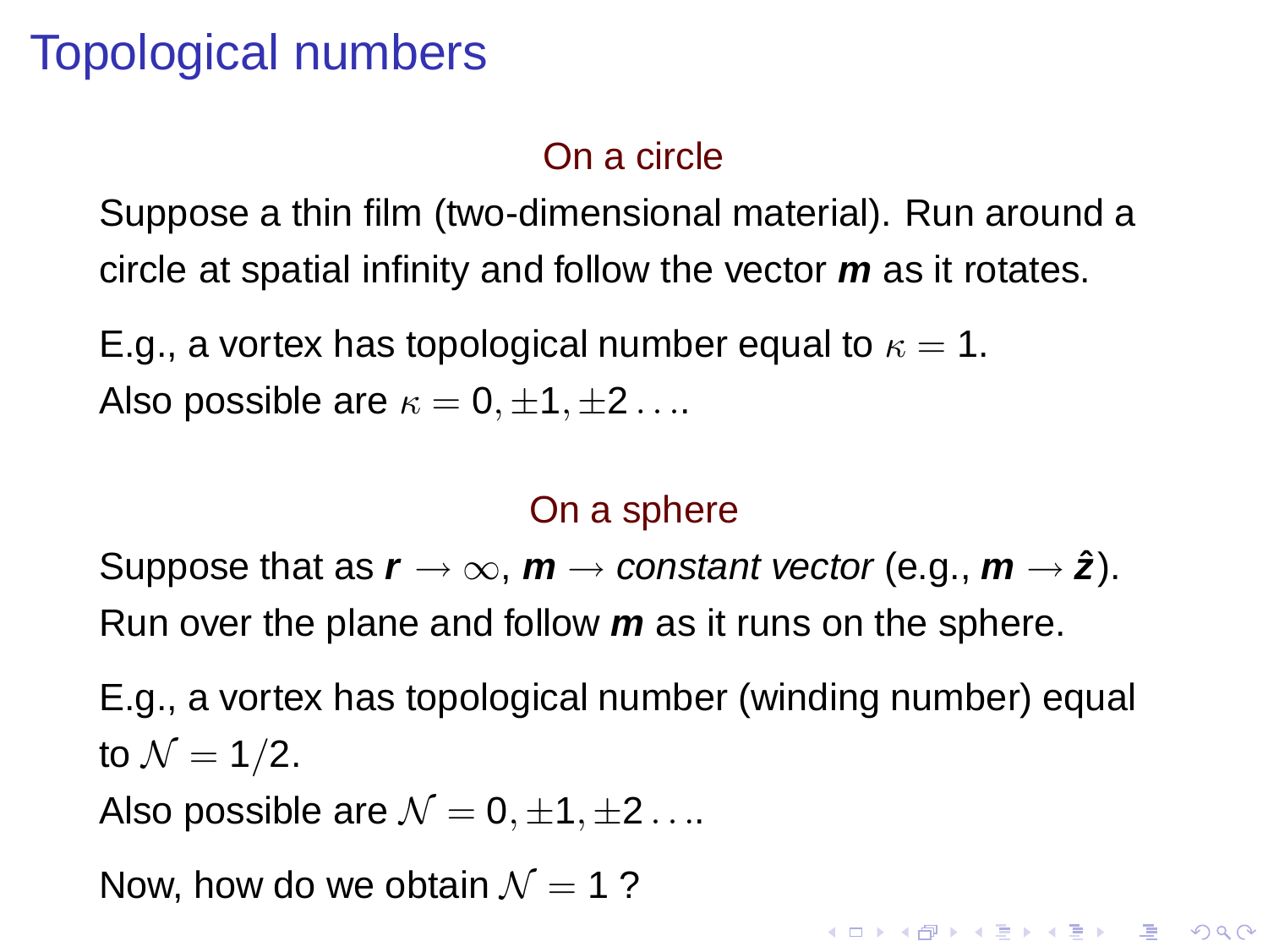# Topological numbers

## On a circle

Suppose a thin film (two-dimensional material). Run around a circle at spatial infinity and follow the vector $\boldsymbol{m}$ as it rotates.

E.g., a vortex has topological number equal to $\kappa = 1$.
Also possible are $\kappa = 0, \pm 1, \pm 2 \ldots$.

## On a sphere

Suppose that as $\boldsymbol{r} \to \infty$, $\boldsymbol{m} \to$ *constant vector* (e.g., $\boldsymbol{m} \to \hat{\boldsymbol{z}}$).
Run over the plane and follow $\boldsymbol{m}$ as it runs on the sphere.

E.g., a vortex has topological number (winding number) equal to $\mathcal{N} = 1/2$.
Also possible are $\mathcal{N} = 0, \pm 1, \pm 2 \ldots$.

Now, how do we obtain $\mathcal{N} = 1$ ?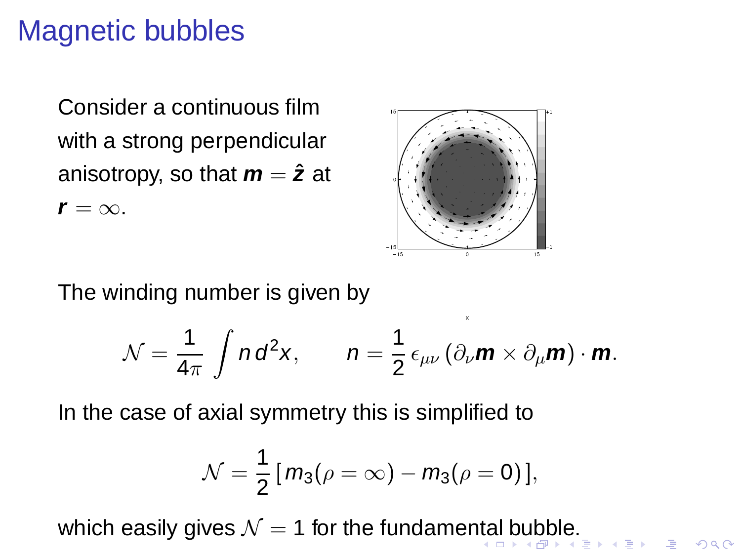# Magnetic bubbles

Consider a continuous film with a strong perpendicular anisotropy, so that $\boldsymbol{m} = \hat{\boldsymbol{z}}$ at $\boldsymbol{r} = \infty$.

The winding number is given by

$$\mathcal{N} = \frac{1}{4\pi} \int n \, d^2x, \qquad n = \frac{1}{2} \epsilon_{\mu\nu} \left( \partial_\nu \boldsymbol{m} \times \partial_\mu \boldsymbol{m} \right) \cdot \boldsymbol{m}.$$

In the case of axial symmetry this is simplified to

$$\mathcal{N} = \frac{1}{2} \left[ m_3(\rho = \infty) - m_3(\rho = 0) \right],$$

which easily gives $\mathcal{N} = 1$ for the fundamental bubble.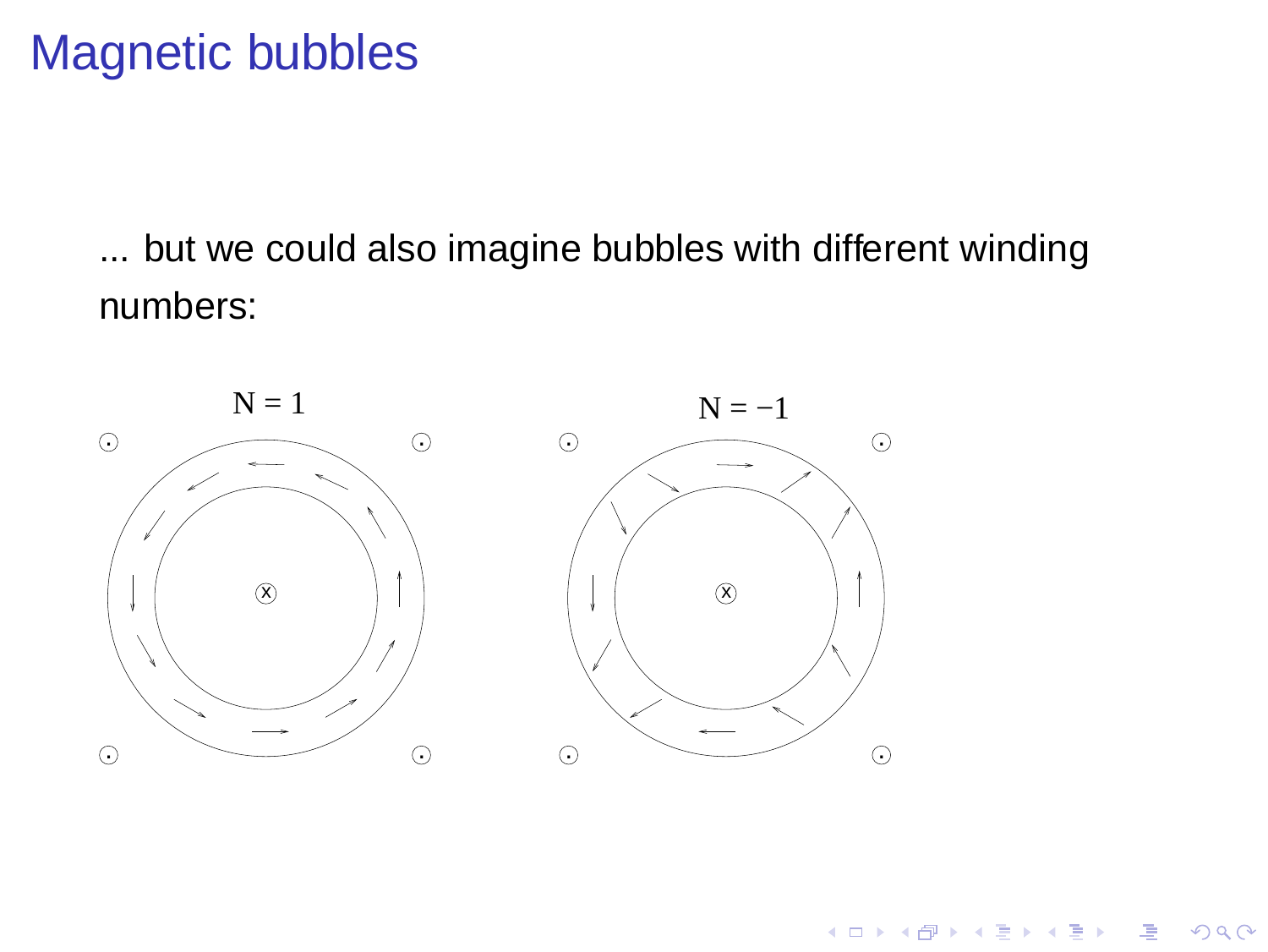# Magnetic bubbles

... but we could also imagine bubbles with different winding numbers:

N = 1

N = −1